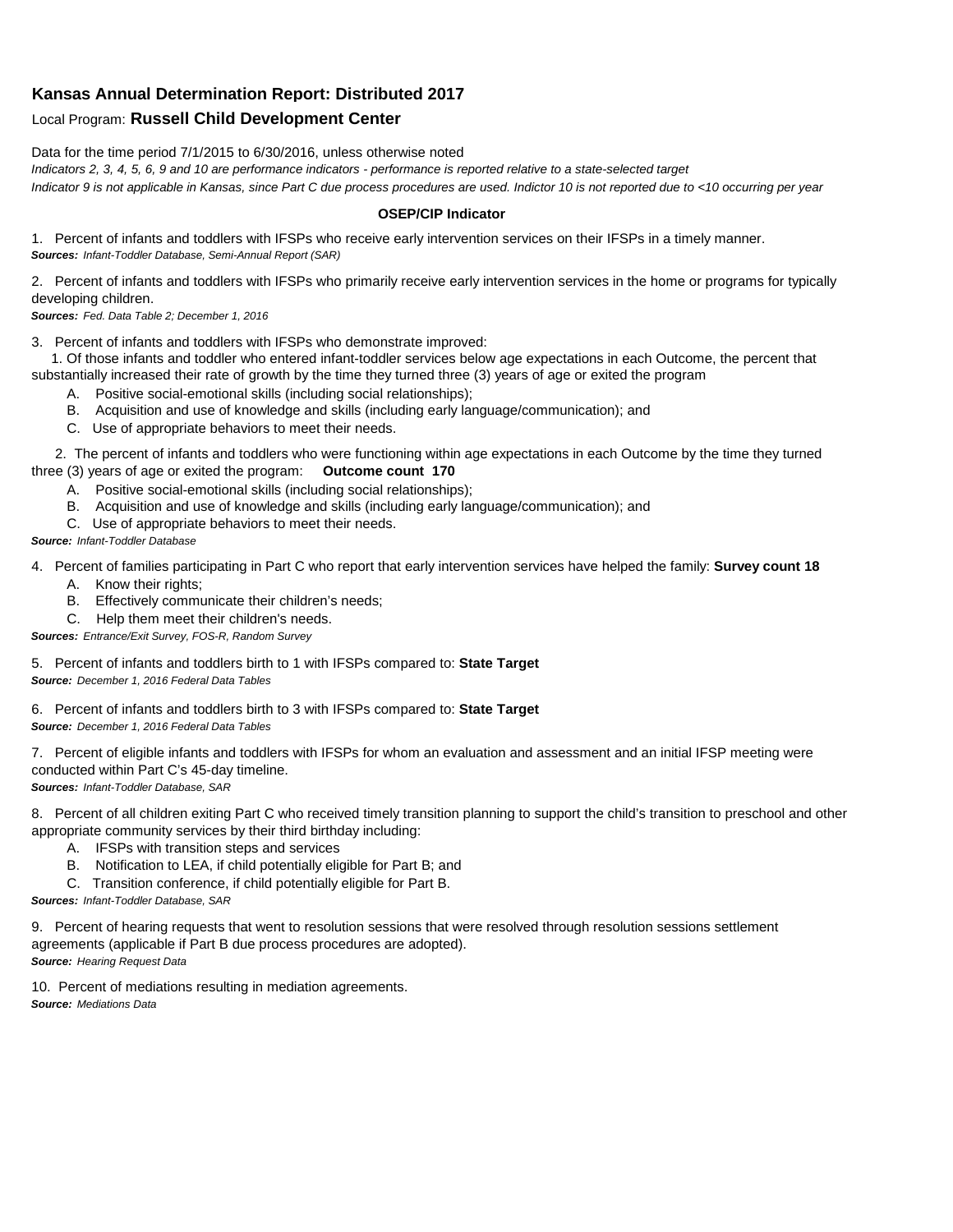# Kansas Annual Determination Report: Distributed 2017

Local Program: **Russell Child Development Center**

Data for the time period 7/1/2015 to 6/30/2016, unless otherwise noted

*Indicators 2, 3, 4, 5, 6, 9 and 10 are performance indicators - performance is reported relative to a state-selected target*

*Indicator 9 is not applicable in Kansas, since Part C due process procedures are used. Indictor 10 is not reported due to <10 occurring per year*

**OSEP/CIP Indicator**

1. Percent of infants and toddlers with IFSPs who receive early intervention services on their IFSPs in a timely manner.
***Sources:*** *Infant-Toddler Database, Semi-Annual Report (SAR)*

2. Percent of infants and toddlers with IFSPs who primarily receive early intervention services in the home or programs for typically developing children.
***Sources:*** *Fed. Data Table 2; December 1, 2016*

3. Percent of infants and toddlers with IFSPs who demonstrate improved:

   1. Of those infants and toddler who entered infant-toddler services below age expectations in each Outcome, the percent that substantially increased their rate of growth by the time they turned three (3) years of age or exited the program

      A. Positive social-emotional skills (including social relationships);
      B. Acquisition and use of knowledge and skills (including early language/communication); and
      C. Use of appropriate behaviors to meet their needs.

   2. The percent of infants and toddlers who were functioning within age expectations in each Outcome by the time they turned three (3) years of age or exited the program: **Outcome count 170**

      A. Positive social-emotional skills (including social relationships);
      B. Acquisition and use of knowledge and skills (including early language/communication); and
      C. Use of appropriate behaviors to meet their needs.

***Source:*** *Infant-Toddler Database*

4. Percent of families participating in Part C who report that early intervention services have helped the family: **Survey count 18**

   A. Know their rights;
   B. Effectively communicate their children's needs;
   C. Help them meet their children's needs.

***Sources:*** *Entrance/Exit Survey, FOS-R, Random Survey*

5. Percent of infants and toddlers birth to 1 with IFSPs compared to: **State Target**
***Source:*** *December 1, 2016 Federal Data Tables*

6. Percent of infants and toddlers birth to 3 with IFSPs compared to: **State Target**
***Source:*** *December 1, 2016 Federal Data Tables*

7. Percent of eligible infants and toddlers with IFSPs for whom an evaluation and assessment and an initial IFSP meeting were conducted within Part C's 45-day timeline.
***Sources:*** *Infant-Toddler Database, SAR*

8. Percent of all children exiting Part C who received timely transition planning to support the child's transition to preschool and other appropriate community services by their third birthday including:

   A. IFSPs with transition steps and services
   B. Notification to LEA, if child potentially eligible for Part B; and
   C. Transition conference, if child potentially eligible for Part B.

***Sources:*** *Infant-Toddler Database, SAR*

9. Percent of hearing requests that went to resolution sessions that were resolved through resolution sessions settlement agreements (applicable if Part B due process procedures are adopted).
***Source:*** *Hearing Request Data*

10. Percent of mediations resulting in mediation agreements.
***Source:*** *Mediations Data*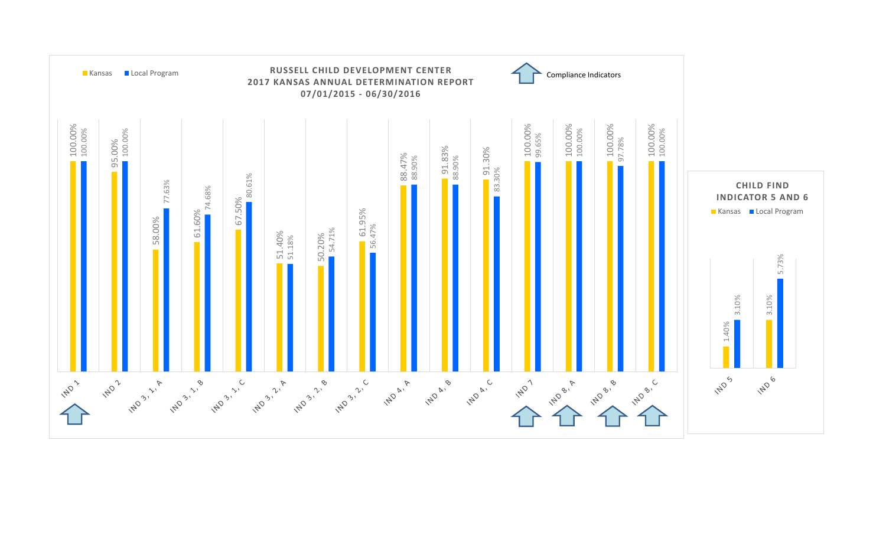**RUSSELL CHILD DEVELOPMENT CENTER**
**2017 KANSAS ANNUAL DETERMINATION REPORT**
**07/01/2015 - 06/30/2016**

Kansas
Local Program

Compliance Indicators

100.00%
100.00%
IND 1

95.00%
100.00%
IND 2

58.00%
77.63%
IND 3, 1, A

61.60%
74.68%
IND 3, 1, B

67.50%
80.61%
IND 3, 1, C

51.40%
51.18%
IND 3, 2, A

50.20%
54.71%
IND 3, 2, B

61.95%
56.47%
IND 3, 2, C

88.47%
88.90%
IND 4, A

91.83%
88.90%
IND 4, B

91.30%
83.30%
IND 4, C

100.00%
99.65%
IND 7

100.00%
100.00%
IND 8, A

100.00%
97.78%
IND 8, B

100.00%
100.00%
IND 8, C

**CHILD FIND**
**INDICATOR 5 AND 6**

Kansas
Local Program

1.40%
3.10%
IND 5

3.10%
5.73%
IND 6